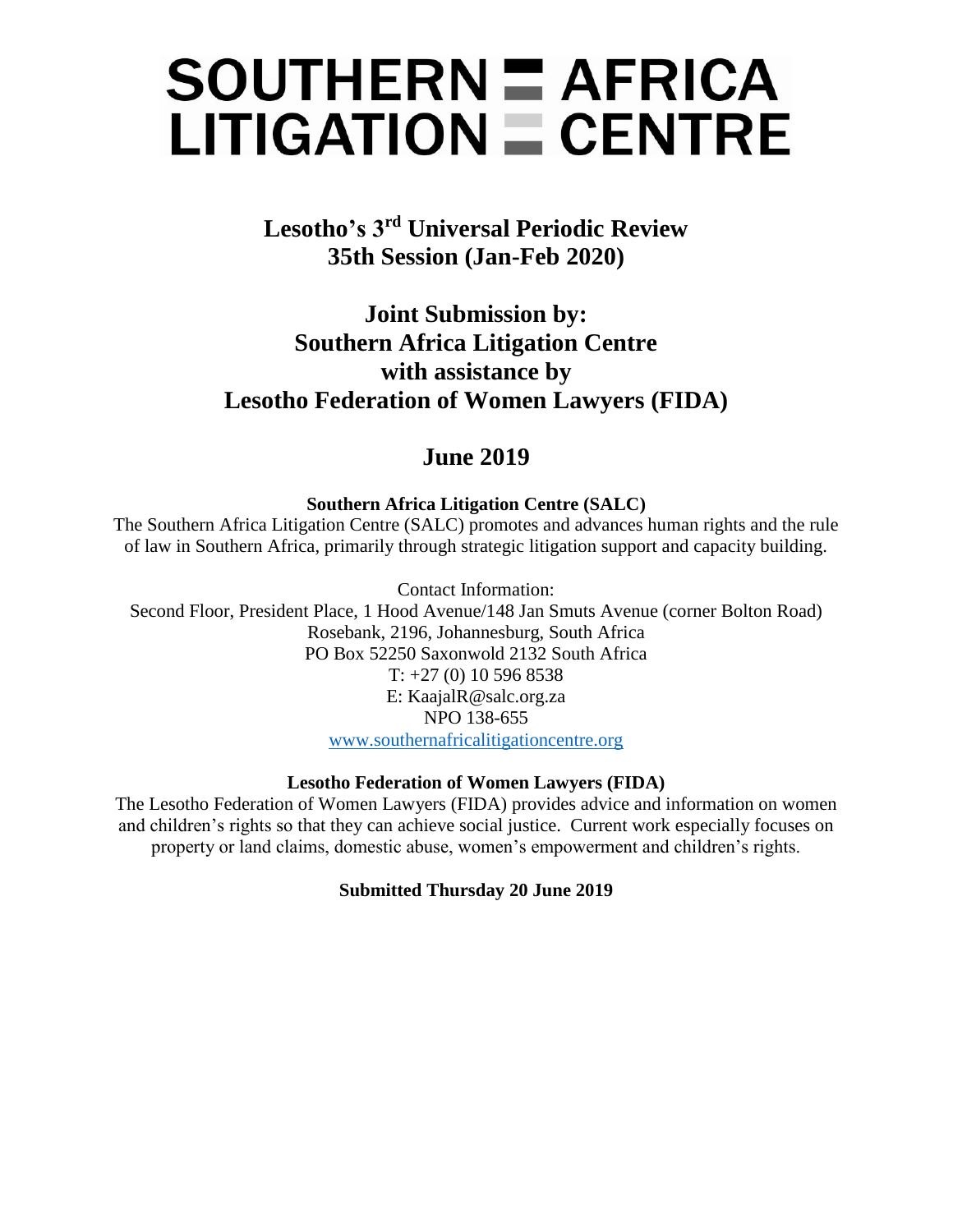# SOUTHERN AFRICA LITIGATION CENTRE

## Lesotho's 3rd Universal Periodic Review 35th Session (Jan-Feb 2020)

## Joint Submission by: Southern Africa Litigation Centre with assistance by Lesotho Federation of Women Lawyers (FIDA)

## June 2019

**Southern Africa Litigation Centre (SALC)**

The Southern Africa Litigation Centre (SALC) promotes and advances human rights and the rule of law in Southern Africa, primarily through strategic litigation support and capacity building.

Contact Information:
Second Floor, President Place, 1 Hood Avenue/148 Jan Smuts Avenue (corner Bolton Road)
Rosebank, 2196, Johannesburg, South Africa
PO Box 52250 Saxonwold 2132 South Africa
T: +27 (0) 10 596 8538
E: KaajalR@salc.org.za
NPO 138-655
www.southernafricalitigationcentre.org

**Lesotho Federation of Women Lawyers (FIDA)**

The Lesotho Federation of Women Lawyers (FIDA) provides advice and information on women and children's rights so that they can achieve social justice. Current work especially focuses on property or land claims, domestic abuse, women's empowerment and children's rights.

**Submitted Thursday 20 June 2019**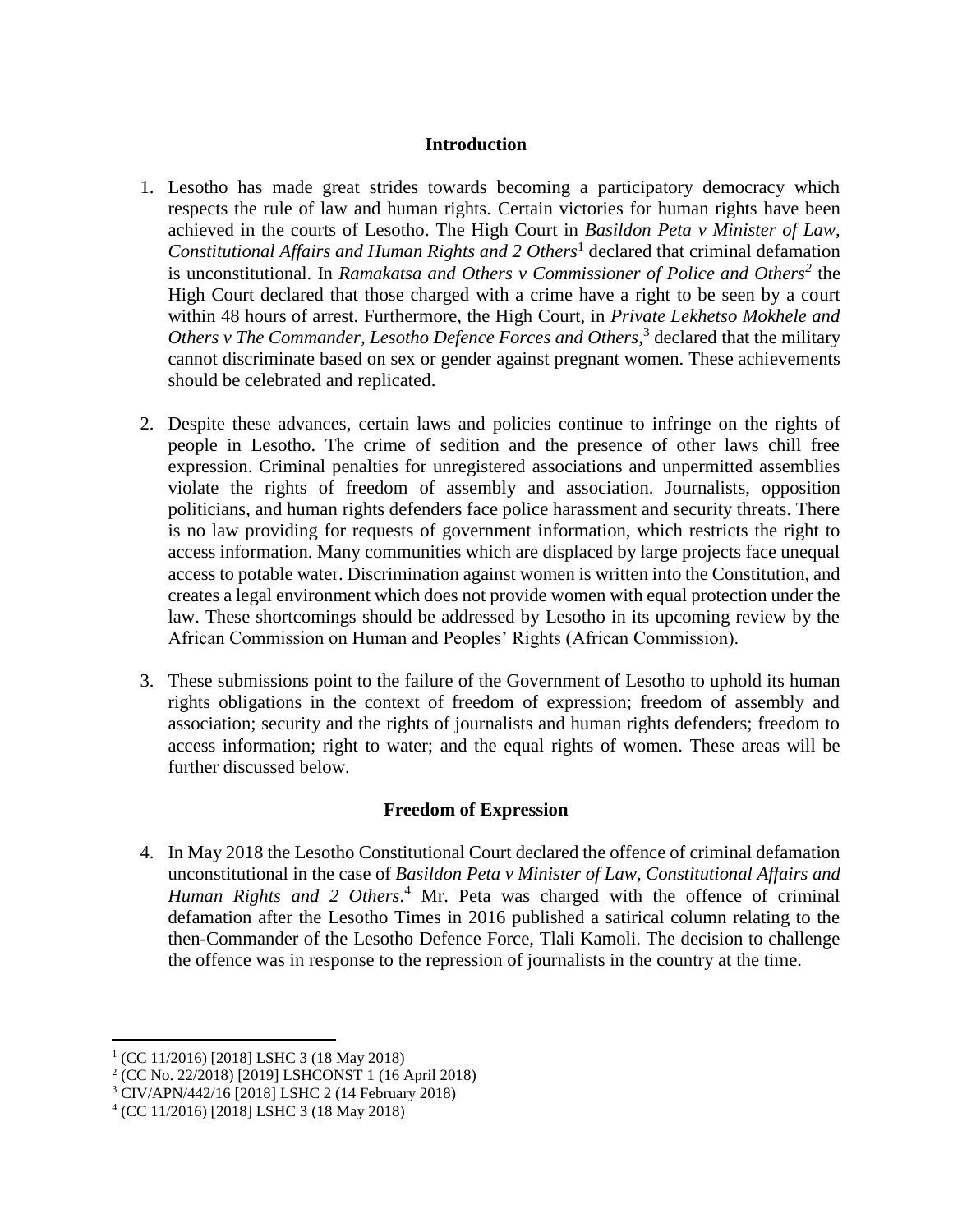## Introduction

1. Lesotho has made great strides towards becoming a participatory democracy which respects the rule of law and human rights. Certain victories for human rights have been achieved in the courts of Lesotho. The High Court in *Basildon Peta v Minister of Law, Constitutional Affairs and Human Rights and 2 Others*[1] declared that criminal defamation is unconstitutional. In *Ramakatsa and Others v Commissioner of Police and Others*[2] the High Court declared that those charged with a crime have a right to be seen by a court within 48 hours of arrest. Furthermore, the High Court, in *Private Lekhetso Mokhele and Others v The Commander, Lesotho Defence Forces and Others*,[3] declared that the military cannot discriminate based on sex or gender against pregnant women. These achievements should be celebrated and replicated.

2. Despite these advances, certain laws and policies continue to infringe on the rights of people in Lesotho. The crime of sedition and the presence of other laws chill free expression. Criminal penalties for unregistered associations and unpermitted assemblies violate the rights of freedom of assembly and association. Journalists, opposition politicians, and human rights defenders face police harassment and security threats. There is no law providing for requests of government information, which restricts the right to access information. Many communities which are displaced by large projects face unequal access to potable water. Discrimination against women is written into the Constitution, and creates a legal environment which does not provide women with equal protection under the law. These shortcomings should be addressed by Lesotho in its upcoming review by the African Commission on Human and Peoples' Rights (African Commission).

3. These submissions point to the failure of the Government of Lesotho to uphold its human rights obligations in the context of freedom of expression; freedom of assembly and association; security and the rights of journalists and human rights defenders; freedom to access information; right to water; and the equal rights of women. These areas will be further discussed below.

## Freedom of Expression

4. In May 2018 the Lesotho Constitutional Court declared the offence of criminal defamation unconstitutional in the case of *Basildon Peta v Minister of Law, Constitutional Affairs and Human Rights and 2 Others*.[4] Mr. Peta was charged with the offence of criminal defamation after the Lesotho Times in 2016 published a satirical column relating to the then-Commander of the Lesotho Defence Force, Tlali Kamoli. The decision to challenge the offence was in response to the repression of journalists in the country at the time.

---

[1] (CC 11/2016) [2018] LSHC 3 (18 May 2018)

[2] (CC No. 22/2018) [2019] LSHCONST 1 (16 April 2018)

[3] CIV/APN/442/16 [2018] LSHC 2 (14 February 2018)

[4] (CC 11/2016) [2018] LSHC 3 (18 May 2018)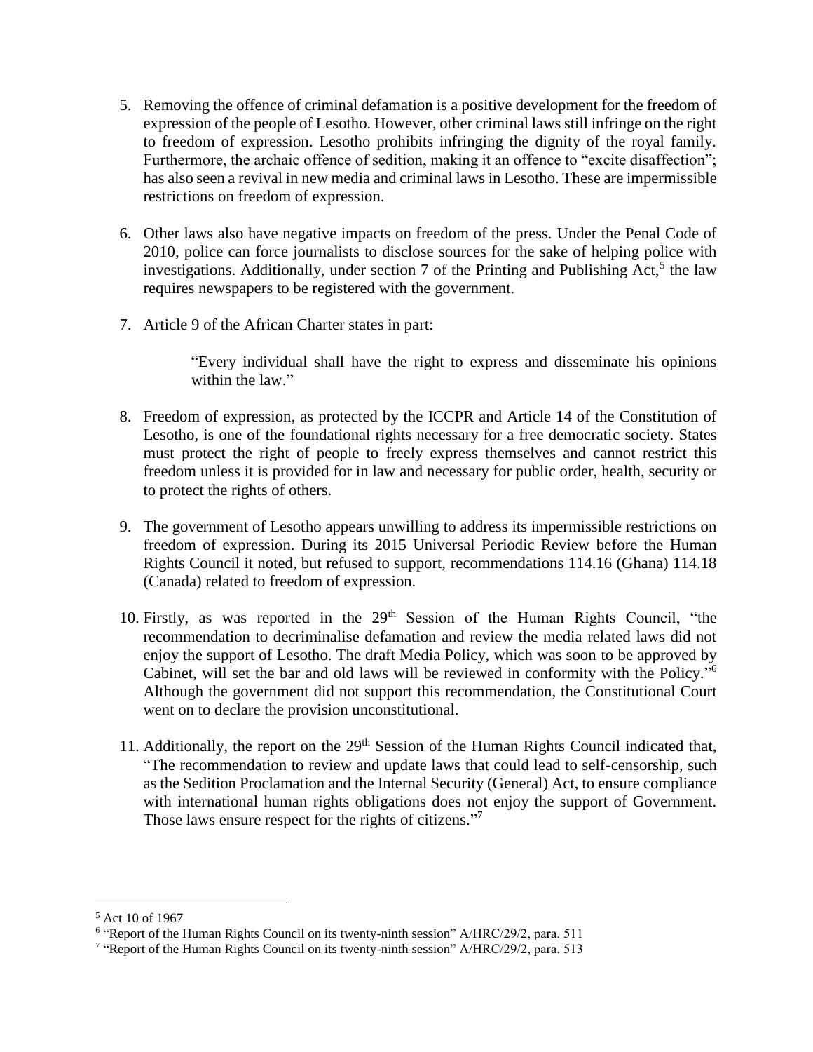5. Removing the offence of criminal defamation is a positive development for the freedom of expression of the people of Lesotho. However, other criminal laws still infringe on the right to freedom of expression. Lesotho prohibits infringing the dignity of the royal family. Furthermore, the archaic offence of sedition, making it an offence to "excite disaffection"; has also seen a revival in new media and criminal laws in Lesotho. These are impermissible restrictions on freedom of expression.

6. Other laws also have negative impacts on freedom of the press. Under the Penal Code of 2010, police can force journalists to disclose sources for the sake of helping police with investigations. Additionally, under section 7 of the Printing and Publishing Act,[5] the law requires newspapers to be registered with the government.

7. Article 9 of the African Charter states in part:

   > "Every individual shall have the right to express and disseminate his opinions within the law."

8. Freedom of expression, as protected by the ICCPR and Article 14 of the Constitution of Lesotho, is one of the foundational rights necessary for a free democratic society. States must protect the right of people to freely express themselves and cannot restrict this freedom unless it is provided for in law and necessary for public order, health, security or to protect the rights of others.

9. The government of Lesotho appears unwilling to address its impermissible restrictions on freedom of expression. During its 2015 Universal Periodic Review before the Human Rights Council it noted, but refused to support, recommendations 114.16 (Ghana) 114.18 (Canada) related to freedom of expression.

10. Firstly, as was reported in the 29th Session of the Human Rights Council, "the recommendation to decriminalise defamation and review the media related laws did not enjoy the support of Lesotho. The draft Media Policy, which was soon to be approved by Cabinet, will set the bar and old laws will be reviewed in conformity with the Policy."[6] Although the government did not support this recommendation, the Constitutional Court went on to declare the provision unconstitutional.

11. Additionally, the report on the 29th Session of the Human Rights Council indicated that, "The recommendation to review and update laws that could lead to self-censorship, such as the Sedition Proclamation and the Internal Security (General) Act, to ensure compliance with international human rights obligations does not enjoy the support of Government. Those laws ensure respect for the rights of citizens."[7]

---

[5] Act 10 of 1967

[6] "Report of the Human Rights Council on its twenty-ninth session" A/HRC/29/2, para. 511

[7] "Report of the Human Rights Council on its twenty-ninth session" A/HRC/29/2, para. 513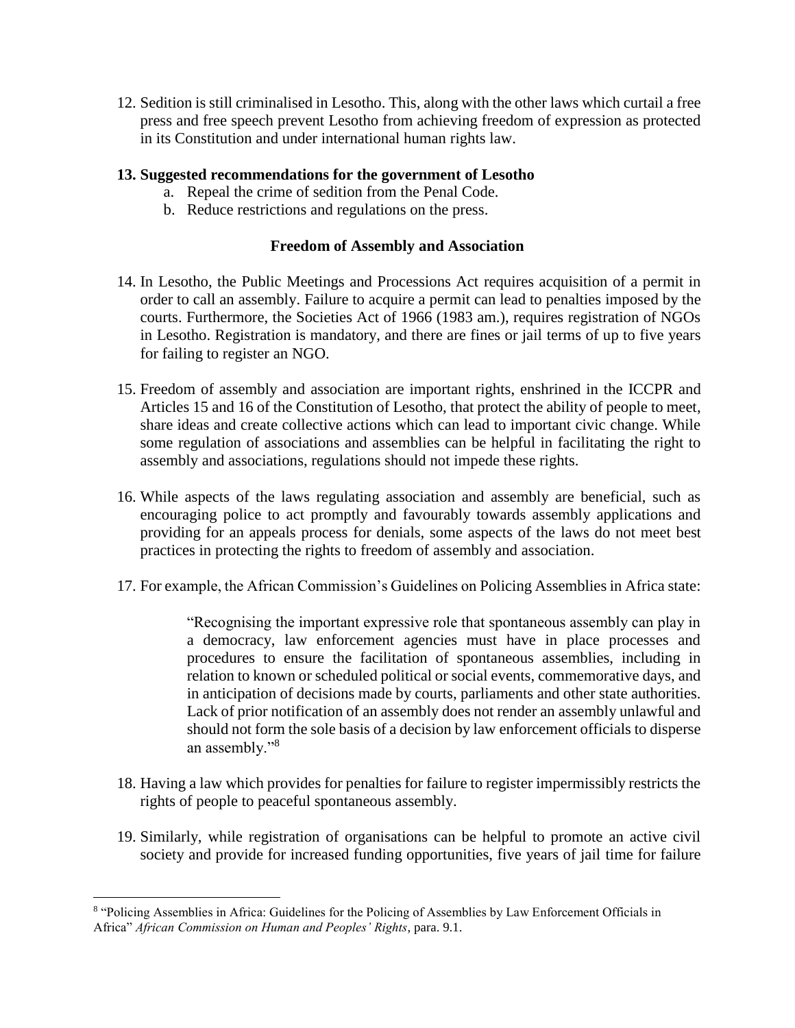12. Sedition is still criminalised in Lesotho. This, along with the other laws which curtail a free press and free speech prevent Lesotho from achieving freedom of expression as protected in its Constitution and under international human rights law.

**13. Suggested recommendations for the government of Lesotho**

   a. Repeal the crime of sedition from the Penal Code.
   
   b. Reduce restrictions and regulations on the press.

### Freedom of Assembly and Association

14. In Lesotho, the Public Meetings and Processions Act requires acquisition of a permit in order to call an assembly. Failure to acquire a permit can lead to penalties imposed by the courts. Furthermore, the Societies Act of 1966 (1983 am.), requires registration of NGOs in Lesotho. Registration is mandatory, and there are fines or jail terms of up to five years for failing to register an NGO.

15. Freedom of assembly and association are important rights, enshrined in the ICCPR and Articles 15 and 16 of the Constitution of Lesotho, that protect the ability of people to meet, share ideas and create collective actions which can lead to important civic change. While some regulation of associations and assemblies can be helpful in facilitating the right to assembly and associations, regulations should not impede these rights.

16. While aspects of the laws regulating association and assembly are beneficial, such as encouraging police to act promptly and favourably towards assembly applications and providing for an appeals process for denials, some aspects of the laws do not meet best practices in protecting the rights to freedom of assembly and association.

17. For example, the African Commission's Guidelines on Policing Assemblies in Africa state:

> "Recognising the important expressive role that spontaneous assembly can play in a democracy, law enforcement agencies must have in place processes and procedures to ensure the facilitation of spontaneous assemblies, including in relation to known or scheduled political or social events, commemorative days, and in anticipation of decisions made by courts, parliaments and other state authorities. Lack of prior notification of an assembly does not render an assembly unlawful and should not form the sole basis of a decision by law enforcement officials to disperse an assembly."[8]

18. Having a law which provides for penalties for failure to register impermissibly restricts the rights of people to peaceful spontaneous assembly.

19. Similarly, while registration of organisations can be helpful to promote an active civil society and provide for increased funding opportunities, five years of jail time for failure

---

[8] "Policing Assemblies in Africa: Guidelines for the Policing of Assemblies by Law Enforcement Officials in Africa" *African Commission on Human and Peoples' Rights*, para. 9.1.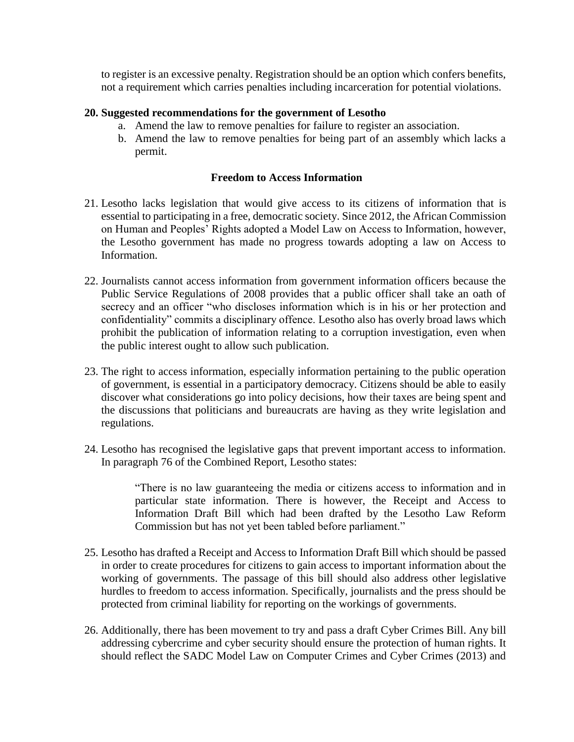to register is an excessive penalty. Registration should be an option which confers benefits, not a requirement which carries penalties including incarceration for potential violations.

**20. Suggested recommendations for the government of Lesotho**

a. Amend the law to remove penalties for failure to register an association.
b. Amend the law to remove penalties for being part of an assembly which lacks a permit.

### Freedom to Access Information

21. Lesotho lacks legislation that would give access to its citizens of information that is essential to participating in a free, democratic society. Since 2012, the African Commission on Human and Peoples' Rights adopted a Model Law on Access to Information, however, the Lesotho government has made no progress towards adopting a law on Access to Information.

22. Journalists cannot access information from government information officers because the Public Service Regulations of 2008 provides that a public officer shall take an oath of secrecy and an officer "who discloses information which is in his or her protection and confidentiality" commits a disciplinary offence. Lesotho also has overly broad laws which prohibit the publication of information relating to a corruption investigation, even when the public interest ought to allow such publication.

23. The right to access information, especially information pertaining to the public operation of government, is essential in a participatory democracy. Citizens should be able to easily discover what considerations go into policy decisions, how their taxes are being spent and the discussions that politicians and bureaucrats are having as they write legislation and regulations.

24. Lesotho has recognised the legislative gaps that prevent important access to information. In paragraph 76 of the Combined Report, Lesotho states:

> "There is no law guaranteeing the media or citizens access to information and in particular state information. There is however, the Receipt and Access to Information Draft Bill which had been drafted by the Lesotho Law Reform Commission but has not yet been tabled before parliament."

25. Lesotho has drafted a Receipt and Access to Information Draft Bill which should be passed in order to create procedures for citizens to gain access to important information about the working of governments. The passage of this bill should also address other legislative hurdles to freedom to access information. Specifically, journalists and the press should be protected from criminal liability for reporting on the workings of governments.

26. Additionally, there has been movement to try and pass a draft Cyber Crimes Bill. Any bill addressing cybercrime and cyber security should ensure the protection of human rights. It should reflect the SADC Model Law on Computer Crimes and Cyber Crimes (2013) and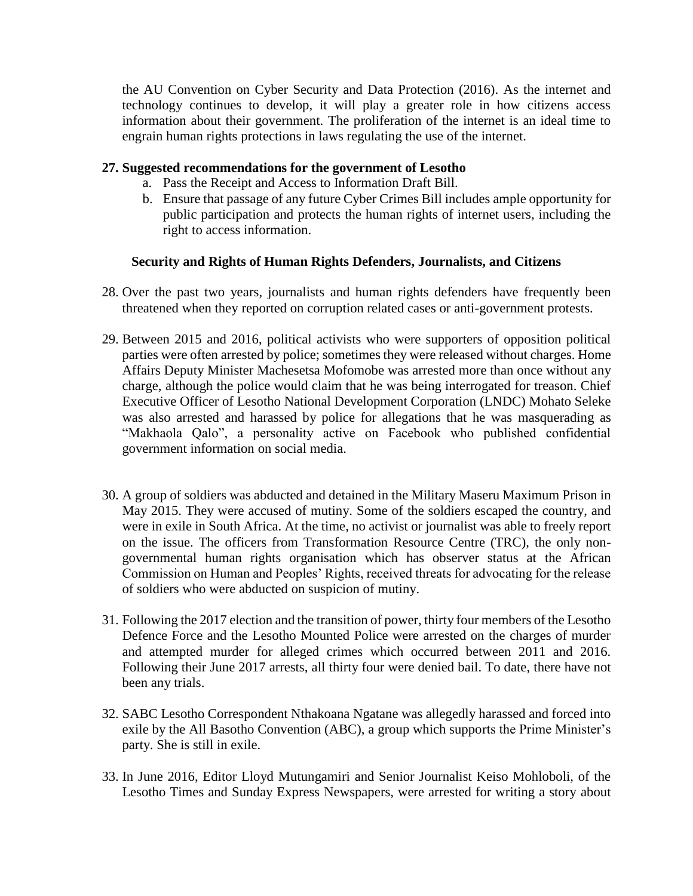the AU Convention on Cyber Security and Data Protection (2016). As the internet and technology continues to develop, it will play a greater role in how citizens access information about their government. The proliferation of the internet is an ideal time to engrain human rights protections in laws regulating the use of the internet.

**27. Suggested recommendations for the government of Lesotho**

a. Pass the Receipt and Access to Information Draft Bill.
b. Ensure that passage of any future Cyber Crimes Bill includes ample opportunity for public participation and protects the human rights of internet users, including the right to access information.

### Security and Rights of Human Rights Defenders, Journalists, and Citizens

28. Over the past two years, journalists and human rights defenders have frequently been threatened when they reported on corruption related cases or anti-government protests.

29. Between 2015 and 2016, political activists who were supporters of opposition political parties were often arrested by police; sometimes they were released without charges. Home Affairs Deputy Minister Machesetsa Mofomobe was arrested more than once without any charge, although the police would claim that he was being interrogated for treason. Chief Executive Officer of Lesotho National Development Corporation (LNDC) Mohato Seleke was also arrested and harassed by police for allegations that he was masquerading as "Makhaola Qalo", a personality active on Facebook who published confidential government information on social media.

30. A group of soldiers was abducted and detained in the Military Maseru Maximum Prison in May 2015. They were accused of mutiny. Some of the soldiers escaped the country, and were in exile in South Africa. At the time, no activist or journalist was able to freely report on the issue. The officers from Transformation Resource Centre (TRC), the only non-governmental human rights organisation which has observer status at the African Commission on Human and Peoples' Rights, received threats for advocating for the release of soldiers who were abducted on suspicion of mutiny.

31. Following the 2017 election and the transition of power, thirty four members of the Lesotho Defence Force and the Lesotho Mounted Police were arrested on the charges of murder and attempted murder for alleged crimes which occurred between 2011 and 2016. Following their June 2017 arrests, all thirty four were denied bail. To date, there have not been any trials.

32. SABC Lesotho Correspondent Nthakoana Ngatane was allegedly harassed and forced into exile by the All Basotho Convention (ABC), a group which supports the Prime Minister's party. She is still in exile.

33. In June 2016, Editor Lloyd Mutungamiri and Senior Journalist Keiso Mohloboli, of the Lesotho Times and Sunday Express Newspapers, were arrested for writing a story about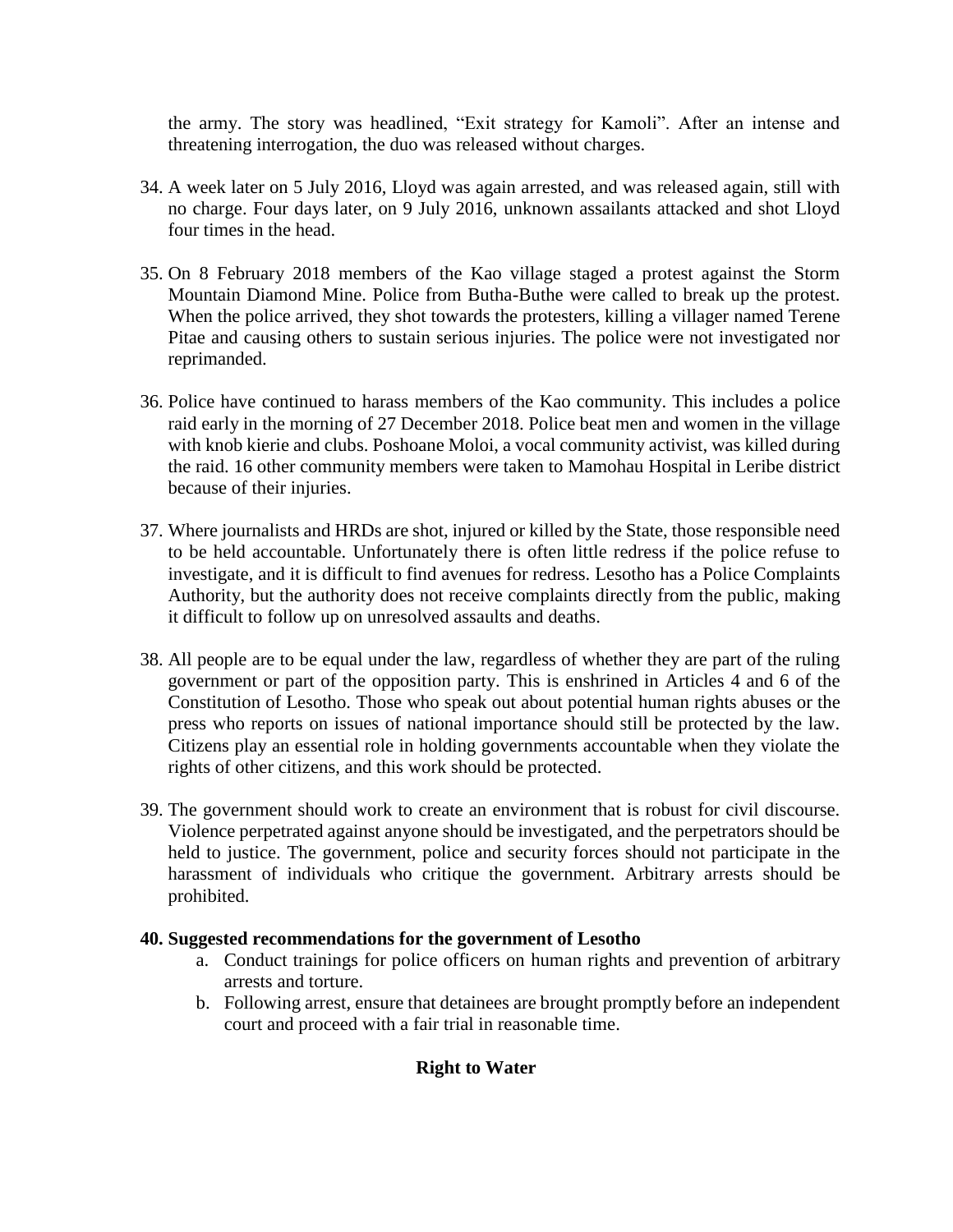the army. The story was headlined, "Exit strategy for Kamoli". After an intense and threatening interrogation, the duo was released without charges.

34. A week later on 5 July 2016, Lloyd was again arrested, and was released again, still with no charge. Four days later, on 9 July 2016, unknown assailants attacked and shot Lloyd four times in the head.

35. On 8 February 2018 members of the Kao village staged a protest against the Storm Mountain Diamond Mine. Police from Butha-Buthe were called to break up the protest. When the police arrived, they shot towards the protesters, killing a villager named Terene Pitae and causing others to sustain serious injuries. The police were not investigated nor reprimanded.

36. Police have continued to harass members of the Kao community. This includes a police raid early in the morning of 27 December 2018. Police beat men and women in the village with knob kierie and clubs. Poshoane Moloi, a vocal community activist, was killed during the raid. 16 other community members were taken to Mamohau Hospital in Leribe district because of their injuries.

37. Where journalists and HRDs are shot, injured or killed by the State, those responsible need to be held accountable. Unfortunately there is often little redress if the police refuse to investigate, and it is difficult to find avenues for redress. Lesotho has a Police Complaints Authority, but the authority does not receive complaints directly from the public, making it difficult to follow up on unresolved assaults and deaths.

38. All people are to be equal under the law, regardless of whether they are part of the ruling government or part of the opposition party. This is enshrined in Articles 4 and 6 of the Constitution of Lesotho. Those who speak out about potential human rights abuses or the press who reports on issues of national importance should still be protected by the law. Citizens play an essential role in holding governments accountable when they violate the rights of other citizens, and this work should be protected.

39. The government should work to create an environment that is robust for civil discourse. Violence perpetrated against anyone should be investigated, and the perpetrators should be held to justice. The government, police and security forces should not participate in the harassment of individuals who critique the government. Arbitrary arrests should be prohibited.

**40. Suggested recommendations for the government of Lesotho**

   a. Conduct trainings for police officers on human rights and prevention of arbitrary arrests and torture.
   b. Following arrest, ensure that detainees are brought promptly before an independent court and proceed with a fair trial in reasonable time.

## Right to Water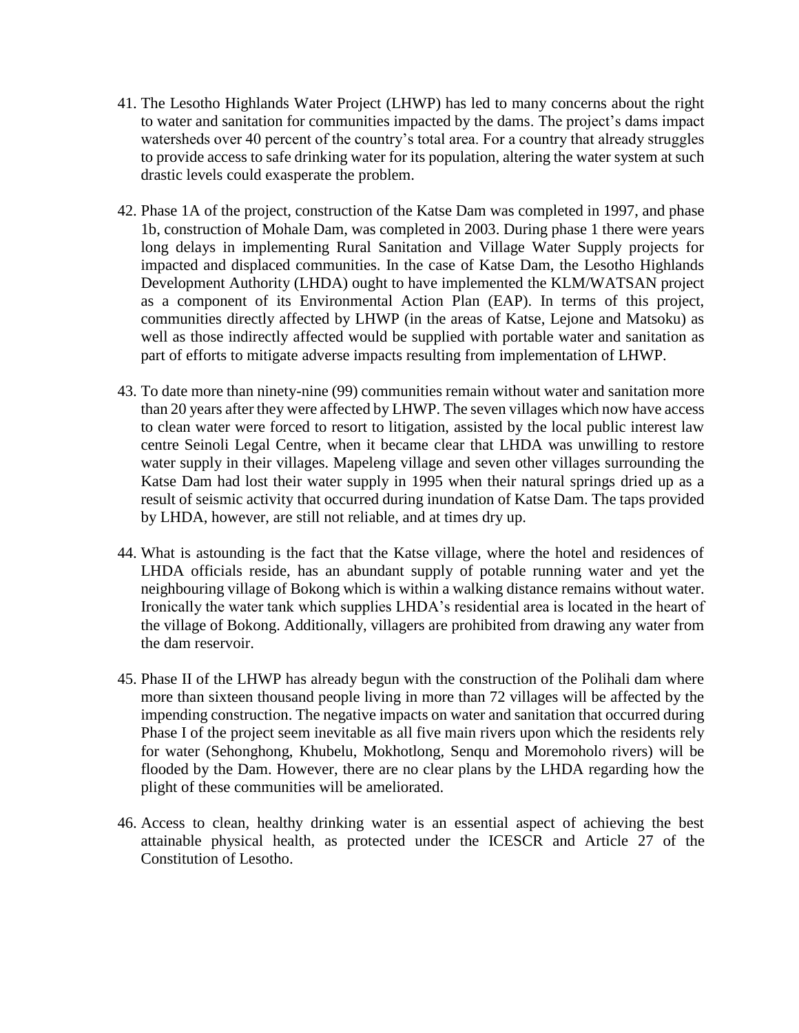41. The Lesotho Highlands Water Project (LHWP) has led to many concerns about the right to water and sanitation for communities impacted by the dams. The project's dams impact watersheds over 40 percent of the country's total area. For a country that already struggles to provide access to safe drinking water for its population, altering the water system at such drastic levels could exasperate the problem.

42. Phase 1A of the project, construction of the Katse Dam was completed in 1997, and phase 1b, construction of Mohale Dam, was completed in 2003. During phase 1 there were years long delays in implementing Rural Sanitation and Village Water Supply projects for impacted and displaced communities. In the case of Katse Dam, the Lesotho Highlands Development Authority (LHDA) ought to have implemented the KLM/WATSAN project as a component of its Environmental Action Plan (EAP). In terms of this project, communities directly affected by LHWP (in the areas of Katse, Lejone and Matsoku) as well as those indirectly affected would be supplied with portable water and sanitation as part of efforts to mitigate adverse impacts resulting from implementation of LHWP.

43. To date more than ninety-nine (99) communities remain without water and sanitation more than 20 years after they were affected by LHWP. The seven villages which now have access to clean water were forced to resort to litigation, assisted by the local public interest law centre Seinoli Legal Centre, when it became clear that LHDA was unwilling to restore water supply in their villages. Mapeleng village and seven other villages surrounding the Katse Dam had lost their water supply in 1995 when their natural springs dried up as a result of seismic activity that occurred during inundation of Katse Dam. The taps provided by LHDA, however, are still not reliable, and at times dry up.

44. What is astounding is the fact that the Katse village, where the hotel and residences of LHDA officials reside, has an abundant supply of potable running water and yet the neighbouring village of Bokong which is within a walking distance remains without water. Ironically the water tank which supplies LHDA's residential area is located in the heart of the village of Bokong. Additionally, villagers are prohibited from drawing any water from the dam reservoir.

45. Phase II of the LHWP has already begun with the construction of the Polihali dam where more than sixteen thousand people living in more than 72 villages will be affected by the impending construction. The negative impacts on water and sanitation that occurred during Phase I of the project seem inevitable as all five main rivers upon which the residents rely for water (Sehonghong, Khubelu, Mokhotlong, Senqu and Moremoholo rivers) will be flooded by the Dam. However, there are no clear plans by the LHDA regarding how the plight of these communities will be ameliorated.

46. Access to clean, healthy drinking water is an essential aspect of achieving the best attainable physical health, as protected under the ICESCR and Article 27 of the Constitution of Lesotho.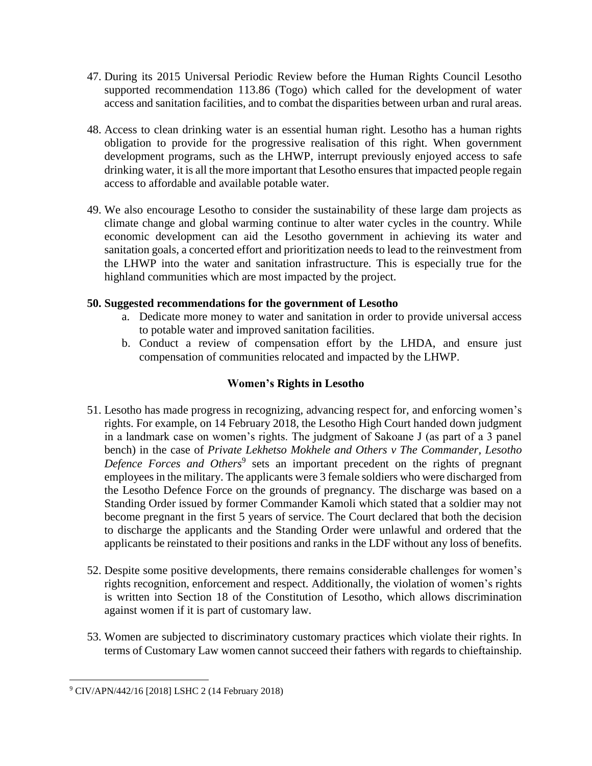47. During its 2015 Universal Periodic Review before the Human Rights Council Lesotho supported recommendation 113.86 (Togo) which called for the development of water access and sanitation facilities, and to combat the disparities between urban and rural areas.

48. Access to clean drinking water is an essential human right. Lesotho has a human rights obligation to provide for the progressive realisation of this right. When government development programs, such as the LHWP, interrupt previously enjoyed access to safe drinking water, it is all the more important that Lesotho ensures that impacted people regain access to affordable and available potable water.

49. We also encourage Lesotho to consider the sustainability of these large dam projects as climate change and global warming continue to alter water cycles in the country. While economic development can aid the Lesotho government in achieving its water and sanitation goals, a concerted effort and prioritization needs to lead to the reinvestment from the LHWP into the water and sanitation infrastructure. This is especially true for the highland communities which are most impacted by the project.

**50. Suggested recommendations for the government of Lesotho**

a. Dedicate more money to water and sanitation in order to provide universal access to potable water and improved sanitation facilities.

b. Conduct a review of compensation effort by the LHDA, and ensure just compensation of communities relocated and impacted by the LHWP.

## Women's Rights in Lesotho

51. Lesotho has made progress in recognizing, advancing respect for, and enforcing women's rights. For example, on 14 February 2018, the Lesotho High Court handed down judgment in a landmark case on women's rights. The judgment of Sakoane J (as part of a 3 panel bench) in the case of *Private Lekhetso Mokhele and Others v The Commander, Lesotho Defence Forces and Others*[9] sets an important precedent on the rights of pregnant employees in the military. The applicants were 3 female soldiers who were discharged from the Lesotho Defence Force on the grounds of pregnancy. The discharge was based on a Standing Order issued by former Commander Kamoli which stated that a soldier may not become pregnant in the first 5 years of service. The Court declared that both the decision to discharge the applicants and the Standing Order were unlawful and ordered that the applicants be reinstated to their positions and ranks in the LDF without any loss of benefits.

52. Despite some positive developments, there remains considerable challenges for women's rights recognition, enforcement and respect. Additionally, the violation of women's rights is written into Section 18 of the Constitution of Lesotho, which allows discrimination against women if it is part of customary law.

53. Women are subjected to discriminatory customary practices which violate their rights. In terms of Customary Law women cannot succeed their fathers with regards to chieftainship.

[9] CIV/APN/442/16 [2018] LSHC 2 (14 February 2018)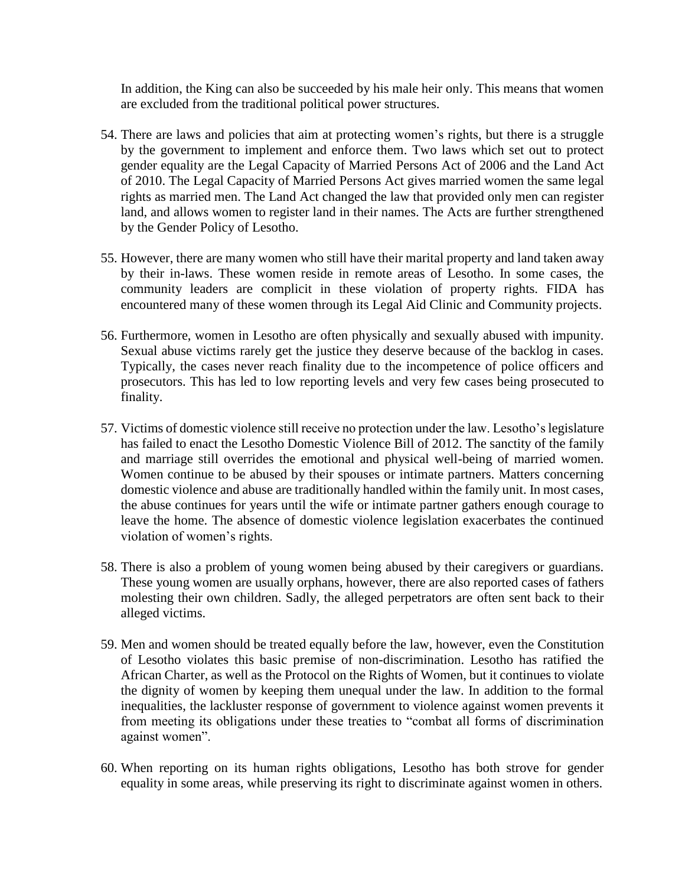In addition, the King can also be succeeded by his male heir only. This means that women are excluded from the traditional political power structures.

54. There are laws and policies that aim at protecting women's rights, but there is a struggle by the government to implement and enforce them. Two laws which set out to protect gender equality are the Legal Capacity of Married Persons Act of 2006 and the Land Act of 2010. The Legal Capacity of Married Persons Act gives married women the same legal rights as married men. The Land Act changed the law that provided only men can register land, and allows women to register land in their names. The Acts are further strengthened by the Gender Policy of Lesotho.

55. However, there are many women who still have their marital property and land taken away by their in-laws. These women reside in remote areas of Lesotho. In some cases, the community leaders are complicit in these violation of property rights. FIDA has encountered many of these women through its Legal Aid Clinic and Community projects.

56. Furthermore, women in Lesotho are often physically and sexually abused with impunity. Sexual abuse victims rarely get the justice they deserve because of the backlog in cases. Typically, the cases never reach finality due to the incompetence of police officers and prosecutors. This has led to low reporting levels and very few cases being prosecuted to finality.

57. Victims of domestic violence still receive no protection under the law. Lesotho's legislature has failed to enact the Lesotho Domestic Violence Bill of 2012. The sanctity of the family and marriage still overrides the emotional and physical well-being of married women. Women continue to be abused by their spouses or intimate partners. Matters concerning domestic violence and abuse are traditionally handled within the family unit. In most cases, the abuse continues for years until the wife or intimate partner gathers enough courage to leave the home. The absence of domestic violence legislation exacerbates the continued violation of women's rights.

58. There is also a problem of young women being abused by their caregivers or guardians. These young women are usually orphans, however, there are also reported cases of fathers molesting their own children. Sadly, the alleged perpetrators are often sent back to their alleged victims.

59. Men and women should be treated equally before the law, however, even the Constitution of Lesotho violates this basic premise of non-discrimination. Lesotho has ratified the African Charter, as well as the Protocol on the Rights of Women, but it continues to violate the dignity of women by keeping them unequal under the law. In addition to the formal inequalities, the lackluster response of government to violence against women prevents it from meeting its obligations under these treaties to "combat all forms of discrimination against women".

60. When reporting on its human rights obligations, Lesotho has both strove for gender equality in some areas, while preserving its right to discriminate against women in others.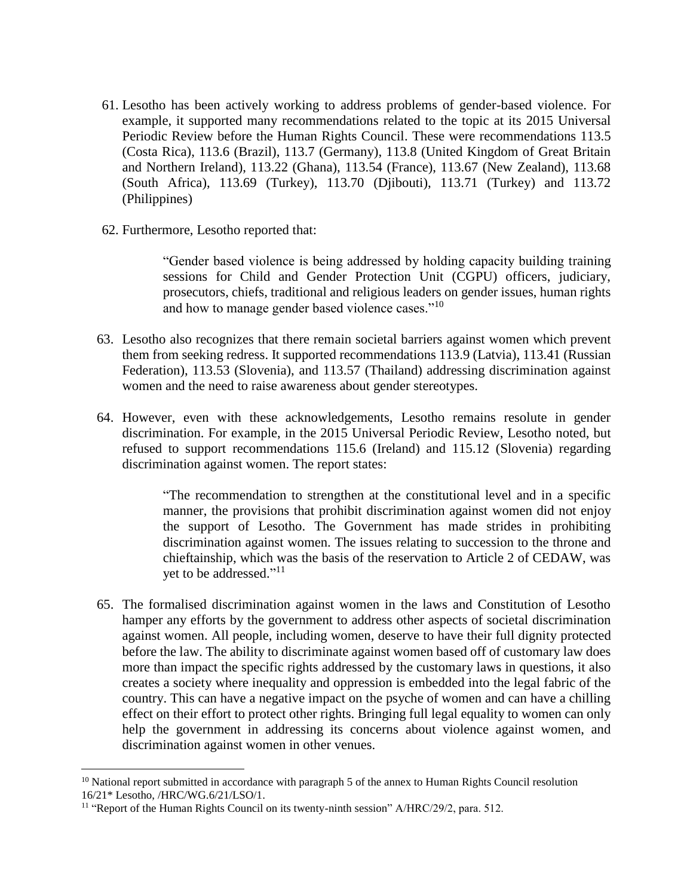61. Lesotho has been actively working to address problems of gender-based violence. For example, it supported many recommendations related to the topic at its 2015 Universal Periodic Review before the Human Rights Council. These were recommendations 113.5 (Costa Rica), 113.6 (Brazil), 113.7 (Germany), 113.8 (United Kingdom of Great Britain and Northern Ireland), 113.22 (Ghana), 113.54 (France), 113.67 (New Zealand), 113.68 (South Africa), 113.69 (Turkey), 113.70 (Djibouti), 113.71 (Turkey) and 113.72 (Philippines)

62. Furthermore, Lesotho reported that:

> "Gender based violence is being addressed by holding capacity building training sessions for Child and Gender Protection Unit (CGPU) officers, judiciary, prosecutors, chiefs, traditional and religious leaders on gender issues, human rights and how to manage gender based violence cases."[10]

63. Lesotho also recognizes that there remain societal barriers against women which prevent them from seeking redress. It supported recommendations 113.9 (Latvia), 113.41 (Russian Federation), 113.53 (Slovenia), and 113.57 (Thailand) addressing discrimination against women and the need to raise awareness about gender stereotypes.

64. However, even with these acknowledgements, Lesotho remains resolute in gender discrimination. For example, in the 2015 Universal Periodic Review, Lesotho noted, but refused to support recommendations 115.6 (Ireland) and 115.12 (Slovenia) regarding discrimination against women. The report states:

> "The recommendation to strengthen at the constitutional level and in a specific manner, the provisions that prohibit discrimination against women did not enjoy the support of Lesotho. The Government has made strides in prohibiting discrimination against women. The issues relating to succession to the throne and chieftainship, which was the basis of the reservation to Article 2 of CEDAW, was yet to be addressed."[11]

65. The formalised discrimination against women in the laws and Constitution of Lesotho hamper any efforts by the government to address other aspects of societal discrimination against women. All people, including women, deserve to have their full dignity protected before the law. The ability to discriminate against women based off of customary law does more than impact the specific rights addressed by the customary laws in questions, it also creates a society where inequality and oppression is embedded into the legal fabric of the country. This can have a negative impact on the psyche of women and can have a chilling effect on their effort to protect other rights. Bringing full legal equality to women can only help the government in addressing its concerns about violence against women, and discrimination against women in other venues.

---

[10] National report submitted in accordance with paragraph 5 of the annex to Human Rights Council resolution 16/21* Lesotho, /HRC/WG.6/21/LSO/1.

[11] "Report of the Human Rights Council on its twenty-ninth session" A/HRC/29/2, para. 512.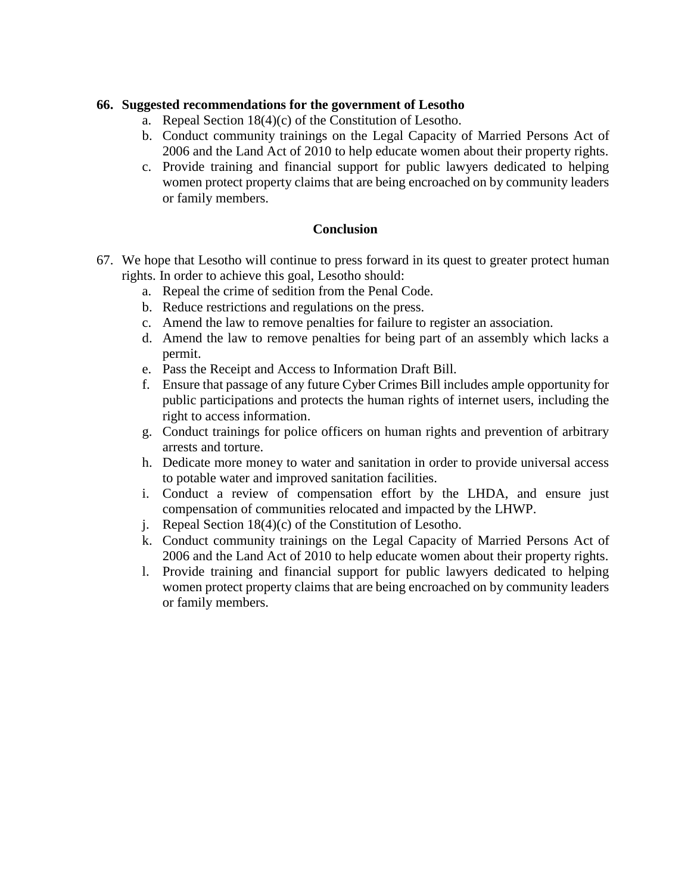**66. Suggested recommendations for the government of Lesotho**

a. Repeal Section 18(4)(c) of the Constitution of Lesotho.
b. Conduct community trainings on the Legal Capacity of Married Persons Act of 2006 and the Land Act of 2010 to help educate women about their property rights.
c. Provide training and financial support for public lawyers dedicated to helping women protect property claims that are being encroached on by community leaders or family members.

## Conclusion

67. We hope that Lesotho will continue to press forward in its quest to greater protect human rights. In order to achieve this goal, Lesotho should:
    a. Repeal the crime of sedition from the Penal Code.
    b. Reduce restrictions and regulations on the press.
    c. Amend the law to remove penalties for failure to register an association.
    d. Amend the law to remove penalties for being part of an assembly which lacks a permit.
    e. Pass the Receipt and Access to Information Draft Bill.
    f. Ensure that passage of any future Cyber Crimes Bill includes ample opportunity for public participations and protects the human rights of internet users, including the right to access information.
    g. Conduct trainings for police officers on human rights and prevention of arbitrary arrests and torture.
    h. Dedicate more money to water and sanitation in order to provide universal access to potable water and improved sanitation facilities.
    i. Conduct a review of compensation effort by the LHDA, and ensure just compensation of communities relocated and impacted by the LHWP.
    j. Repeal Section 18(4)(c) of the Constitution of Lesotho.
    k. Conduct community trainings on the Legal Capacity of Married Persons Act of 2006 and the Land Act of 2010 to help educate women about their property rights.
    l. Provide training and financial support for public lawyers dedicated to helping women protect property claims that are being encroached on by community leaders or family members.